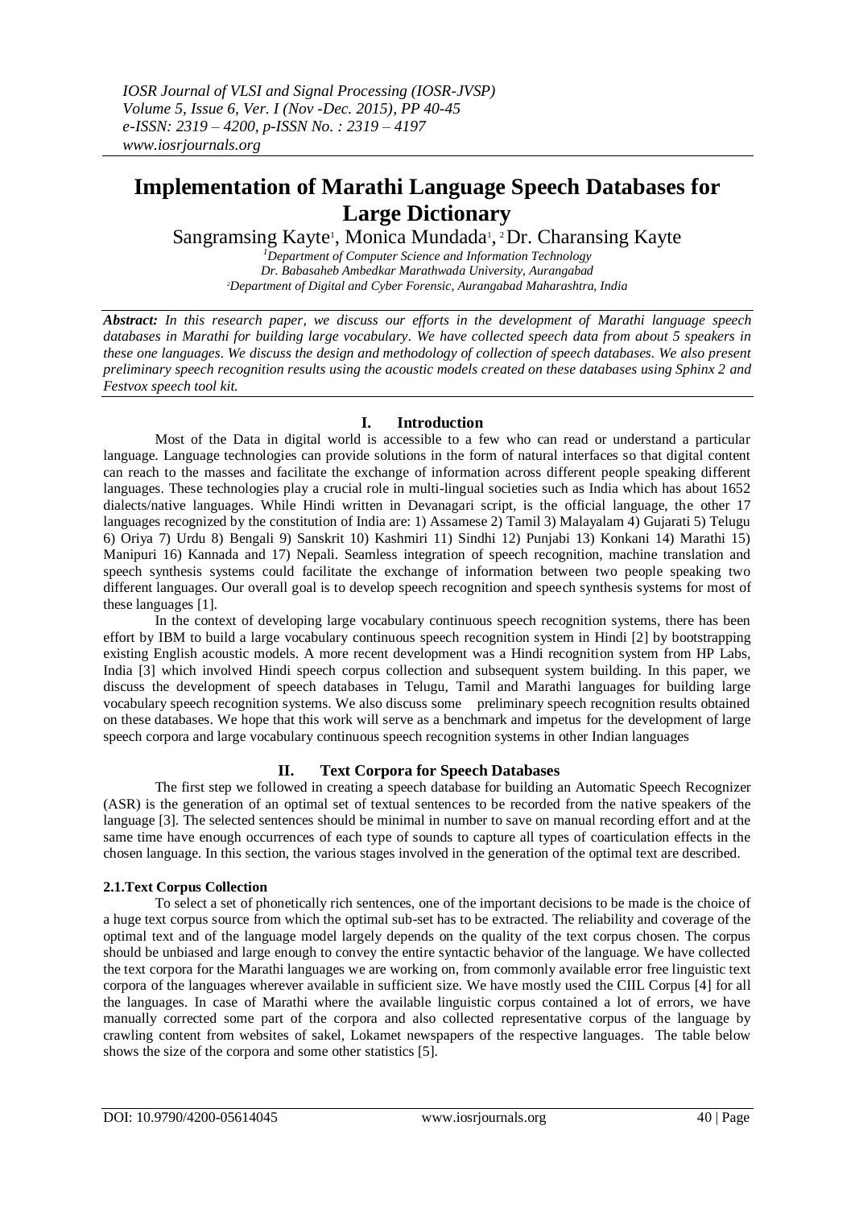# Implementation of Marathi Language Speech Databases for Large Dictionary

Sangramsing Kayte[1], Monica Mundada[1], [2]Dr. Charansing Kayte

[1]Department of Computer Science and Information Technology
Dr. Babasaheb Ambedkar Marathwada University, Aurangabad
[2]Department of Digital and Cyber Forensic, Aurangabad Maharashtra, India

***Abstract:*** *In this research paper, we discuss our efforts in the development of Marathi language speech databases in Marathi for building large vocabulary. We have collected speech data from about 5 speakers in these one languages. We discuss the design and methodology of collection of speech databases. We also present preliminary speech recognition results using the acoustic models created on these databases using Sphinx 2 and Festvox speech tool kit.*

## I. Introduction

Most of the Data in digital world is accessible to a few who can read or understand a particular language. Language technologies can provide solutions in the form of natural interfaces so that digital content can reach to the masses and facilitate the exchange of information across different people speaking different languages. These technologies play a crucial role in multi-lingual societies such as India which has about 1652 dialects/native languages. While Hindi written in Devanagari script, is the official language, the other 17 languages recognized by the constitution of India are: 1) Assamese 2) Tamil 3) Malayalam 4) Gujarati 5) Telugu 6) Oriya 7) Urdu 8) Bengali 9) Sanskrit 10) Kashmiri 11) Sindhi 12) Punjabi 13) Konkani 14) Marathi 15) Manipuri 16) Kannada and 17) Nepali. Seamless integration of speech recognition, machine translation and speech synthesis systems could facilitate the exchange of information between two people speaking two different languages. Our overall goal is to develop speech recognition and speech synthesis systems for most of these languages [1].

In the context of developing large vocabulary continuous speech recognition systems, there has been effort by IBM to build a large vocabulary continuous speech recognition system in Hindi [2] by bootstrapping existing English acoustic models. A more recent development was a Hindi recognition system from HP Labs, India [3] which involved Hindi speech corpus collection and subsequent system building. In this paper, we discuss the development of speech databases in Telugu, Tamil and Marathi languages for building large vocabulary speech recognition systems. We also discuss some preliminary speech recognition results obtained on these databases. We hope that this work will serve as a benchmark and impetus for the development of large speech corpora and large vocabulary continuous speech recognition systems in other Indian languages

## II. Text Corpora for Speech Databases

The first step we followed in creating a speech database for building an Automatic Speech Recognizer (ASR) is the generation of an optimal set of textual sentences to be recorded from the native speakers of the language [3]. The selected sentences should be minimal in number to save on manual recording effort and at the same time have enough occurrences of each type of sounds to capture all types of coarticulation effects in the chosen language. In this section, the various stages involved in the generation of the optimal text are described.

### 2.1.Text Corpus Collection

To select a set of phonetically rich sentences, one of the important decisions to be made is the choice of a huge text corpus source from which the optimal sub-set has to be extracted. The reliability and coverage of the optimal text and of the language model largely depends on the quality of the text corpus chosen. The corpus should be unbiased and large enough to convey the entire syntactic behavior of the language. We have collected the text corpora for the Marathi languages we are working on, from commonly available error free linguistic text corpora of the languages wherever available in sufficient size. We have mostly used the CIIL Corpus [4] for all the languages. In case of Marathi where the available linguistic corpus contained a lot of errors, we have manually corrected some part of the corpora and also collected representative corpus of the language by crawling content from websites of sakel, Lokamet newspapers of the respective languages. The table below shows the size of the corpora and some other statistics [5].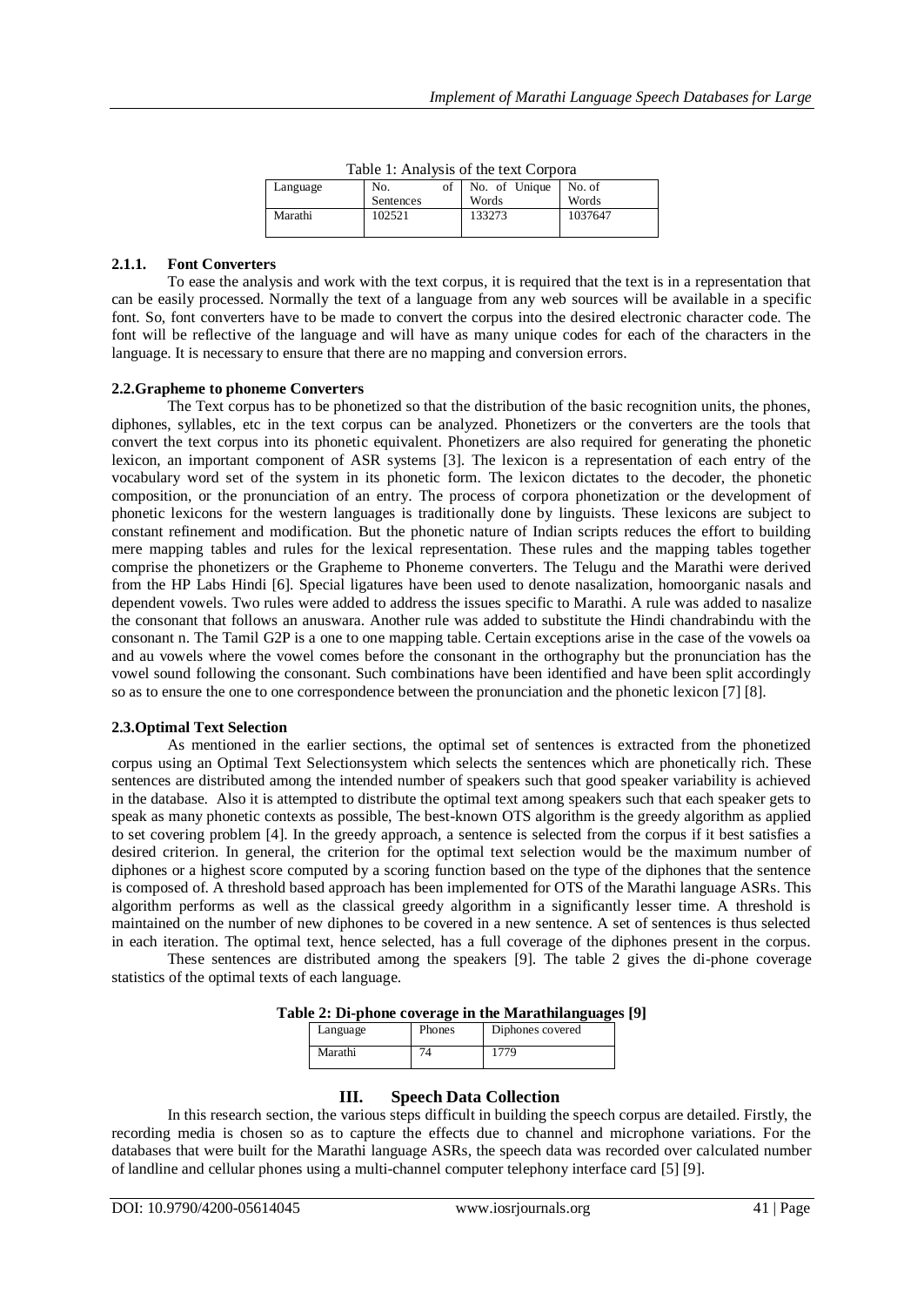Table 1: Analysis of the text Corpora

| Language | No. of Sentences | No. of Unique Words | No. of Words |
|---|---|---|---|
| Marathi | 102521 | 133273 | 1037647 |

### 2.1.1. Font Converters

To ease the analysis and work with the text corpus, it is required that the text is in a representation that can be easily processed. Normally the text of a language from any web sources will be available in a specific font. So, font converters have to be made to convert the corpus into the desired electronic character code. The font will be reflective of the language and will have as many unique codes for each of the characters in the language. It is necessary to ensure that there are no mapping and conversion errors.

### 2.2.Grapheme to phoneme Converters

The Text corpus has to be phonetized so that the distribution of the basic recognition units, the phones, diphones, syllables, etc in the text corpus can be analyzed. Phonetizers or the converters are the tools that convert the text corpus into its phonetic equivalent. Phonetizers are also required for generating the phonetic lexicon, an important component of ASR systems [3]. The lexicon is a representation of each entry of the vocabulary word set of the system in its phonetic form. The lexicon dictates to the decoder, the phonetic composition, or the pronunciation of an entry. The process of corpora phonetization or the development of phonetic lexicons for the western languages is traditionally done by linguists. These lexicons are subject to constant refinement and modification. But the phonetic nature of Indian scripts reduces the effort to building mere mapping tables and rules for the lexical representation. These rules and the mapping tables together comprise the phonetizers or the Grapheme to Phoneme converters. The Telugu and the Marathi were derived from the HP Labs Hindi [6]. Special ligatures have been used to denote nasalization, homoorganic nasals and dependent vowels. Two rules were added to address the issues specific to Marathi. A rule was added to nasalize the consonant that follows an anuswara. Another rule was added to substitute the Hindi chandrabindu with the consonant n. The Tamil G2P is a one to one mapping table. Certain exceptions arise in the case of the vowels oa and au vowels where the vowel comes before the consonant in the orthography but the pronunciation has the vowel sound following the consonant. Such combinations have been identified and have been split accordingly so as to ensure the one to one correspondence between the pronunciation and the phonetic lexicon [7] [8].

### 2.3.Optimal Text Selection

As mentioned in the earlier sections, the optimal set of sentences is extracted from the phonetized corpus using an Optimal Text Selectionsystem which selects the sentences which are phonetically rich. These sentences are distributed among the intended number of speakers such that good speaker variability is achieved in the database. Also it is attempted to distribute the optimal text among speakers such that each speaker gets to speak as many phonetic contexts as possible, The best-known OTS algorithm is the greedy algorithm as applied to set covering problem [4]. In the greedy approach, a sentence is selected from the corpus if it best satisfies a desired criterion. In general, the criterion for the optimal text selection would be the maximum number of diphones or a highest score computed by a scoring function based on the type of the diphones that the sentence is composed of. A threshold based approach has been implemented for OTS of the Marathi language ASRs. This algorithm performs as well as the classical greedy algorithm in a significantly lesser time. A threshold is maintained on the number of new diphones to be covered in a new sentence. A set of sentences is thus selected in each iteration. The optimal text, hence selected, has a full coverage of the diphones present in the corpus.

These sentences are distributed among the speakers [9]. The table 2 gives the di-phone coverage statistics of the optimal texts of each language.

**Table 2: Di-phone coverage in the Marathilanguages [9]**

| Language | Phones | Diphones covered |
|---|---|---|
| Marathi | 74 | 1779 |

## III. Speech Data Collection

In this research section, the various steps difficult in building the speech corpus are detailed. Firstly, the recording media is chosen so as to capture the effects due to channel and microphone variations. For the databases that were built for the Marathi language ASRs, the speech data was recorded over calculated number of landline and cellular phones using a multi-channel computer telephony interface card [5] [9].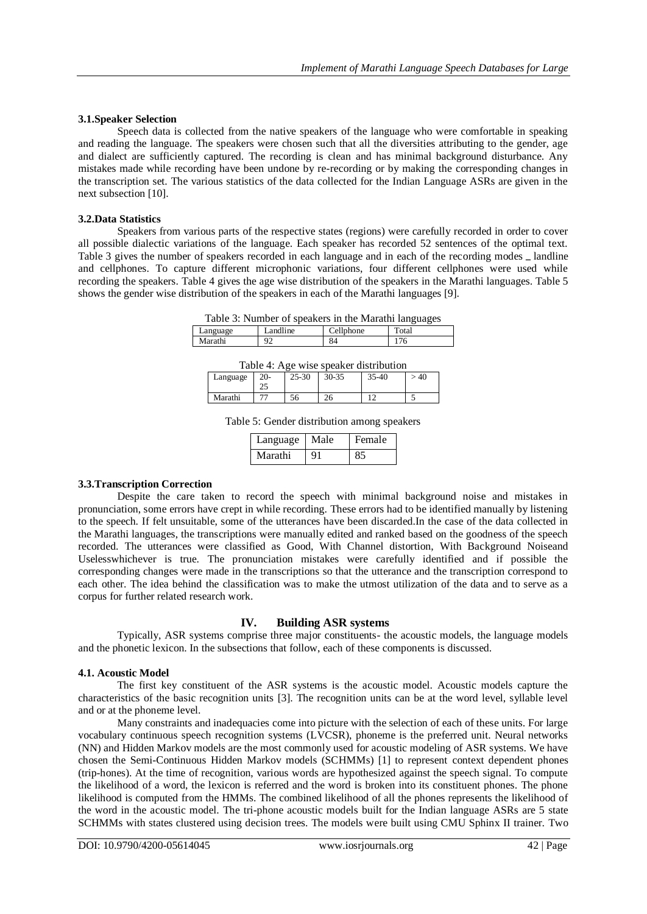### 3.1.Speaker Selection

Speech data is collected from the native speakers of the language who were comfortable in speaking and reading the language. The speakers were chosen such that all the diversities attributing to the gender, age and dialect are sufficiently captured. The recording is clean and has minimal background disturbance. Any mistakes made while recording have been undone by re-recording or by making the corresponding changes in the transcription set. The various statistics of the data collected for the Indian Language ASRs are given in the next subsection [10].

### 3.2.Data Statistics

Speakers from various parts of the respective states (regions) were carefully recorded in order to cover all possible dialectic variations of the language. Each speaker has recorded 52 sentences of the optimal text. Table 3 gives the number of speakers recorded in each language and in each of the recording modes _ landline and cellphones. To capture different microphonic variations, four different cellphones were used while recording the speakers. Table 4 gives the age wise distribution of the speakers in the Marathi languages. Table 5 shows the gender wise distribution of the speakers in each of the Marathi languages [9].

Table 3: Number of speakers in the Marathi languages

| Language | Landline | Cellphone | Total |
|---|---|---|---|
| Marathi | 92 | 84 | 176 |

Table 4: Age wise speaker distribution

| Language | 20-25 | 25-30 | 30-35 | 35-40 | > 40 |
|---|---|---|---|---|---|
| Marathi | 77 | 56 | 26 | 12 | 5 |

Table 5: Gender distribution among speakers

| Language | Male | Female |
|---|---|---|
| Marathi | 91 | 85 |

### 3.3.Transcription Correction

Despite the care taken to record the speech with minimal background noise and mistakes in pronunciation, some errors have crept in while recording. These errors had to be identified manually by listening to the speech. If felt unsuitable, some of the utterances have been discarded.In the case of the data collected in the Marathi languages, the transcriptions were manually edited and ranked based on the goodness of the speech recorded. The utterances were classified as Good, With Channel distortion, With Background Noiseand Uselesswhichever is true. The pronunciation mistakes were carefully identified and if possible the corresponding changes were made in the transcriptions so that the utterance and the transcription correspond to each other. The idea behind the classification was to make the utmost utilization of the data and to serve as a corpus for further related research work.

## IV. Building ASR systems

Typically, ASR systems comprise three major constituents- the acoustic models, the language models and the phonetic lexicon. In the subsections that follow, each of these components is discussed.

### 4.1. Acoustic Model

The first key constituent of the ASR systems is the acoustic model. Acoustic models capture the characteristics of the basic recognition units [3]. The recognition units can be at the word level, syllable level and or at the phoneme level.

Many constraints and inadequacies come into picture with the selection of each of these units. For large vocabulary continuous speech recognition systems (LVCSR), phoneme is the preferred unit. Neural networks (NN) and Hidden Markov models are the most commonly used for acoustic modeling of ASR systems. We have chosen the Semi-Continuous Hidden Markov models (SCHMMs) [1] to represent context dependent phones (trip-hones). At the time of recognition, various words are hypothesized against the speech signal. To compute the likelihood of a word, the lexicon is referred and the word is broken into its constituent phones. The phone likelihood is computed from the HMMs. The combined likelihood of all the phones represents the likelihood of the word in the acoustic model. The tri-phone acoustic models built for the Indian language ASRs are 5 state SCHMMs with states clustered using decision trees. The models were built using CMU Sphinx II trainer. Two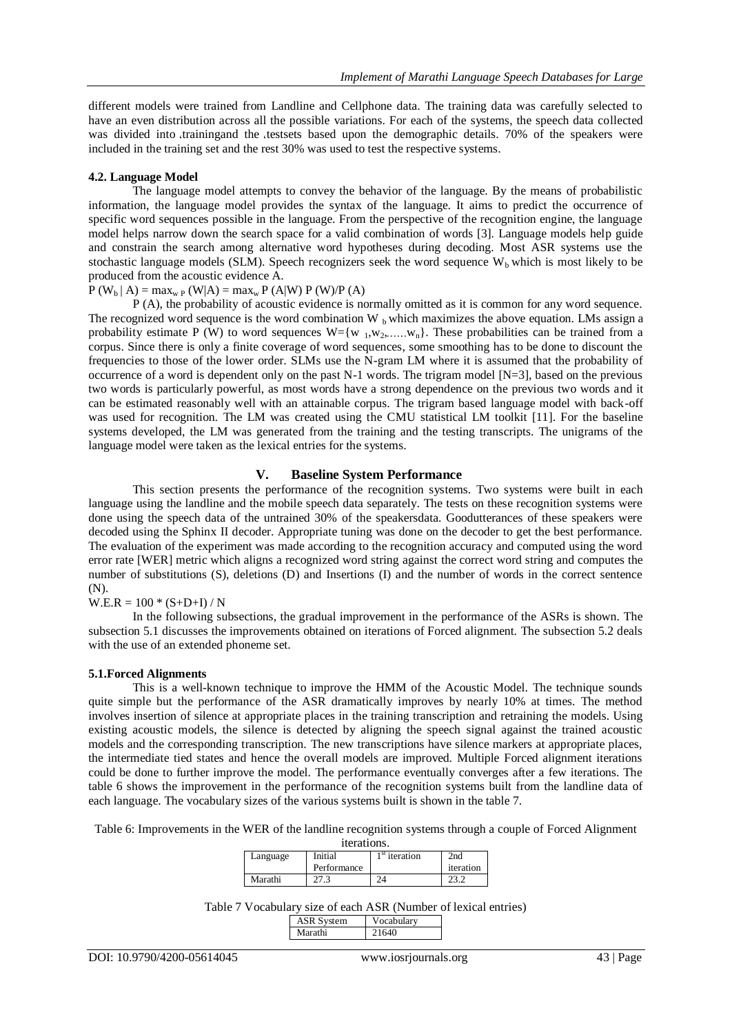different models were trained from Landline and Cellphone data. The training data was carefully selected to have an even distribution across all the possible variations. For each of the systems, the speech data collected was divided into ،trainingand the ،testsets based upon the demographic details. 70% of the speakers were included in the training set and the rest 30% was used to test the respective systems.

### 4.2. Language Model

The language model attempts to convey the behavior of the language. By the means of probabilistic information, the language model provides the syntax of the language. It aims to predict the occurrence of specific word sequences possible in the language. From the perspective of the recognition engine, the language model helps narrow down the search space for a valid combination of words [3]. Language models help guide and constrain the search among alternative word hypotheses during decoding. Most ASR systems use the stochastic language models (SLM). Speech recognizers seek the word sequence $W_b$ which is most likely to be produced from the acoustic evidence A.

$$P (W_b \mid A) = \max_{w\ P} (W|A) = \max_w P (A|W)\ P (W)/P (A)$$

P (A), the probability of acoustic evidence is normally omitted as it is common for any word sequence. The recognized word sequence is the word combination $W_b$ which maximizes the above equation. LMs assign a probability estimate P (W) to word sequences $W=\{w_1,w_2,.....w_n\}$. These probabilities can be trained from a corpus. Since there is only a finite coverage of word sequences, some smoothing has to be done to discount the frequencies to those of the lower order. SLMs use the N-gram LM where it is assumed that the probability of occurrence of a word is dependent only on the past N-1 words. The trigram model [N=3], based on the previous two words is particularly powerful, as most words have a strong dependence on the previous two words and it can be estimated reasonably well with an attainable corpus. The trigram based language model with back-off was used for recognition. The LM was created using the CMU statistical LM toolkit [11]. For the baseline systems developed, the LM was generated from the training and the testing transcripts. The unigrams of the language model were taken as the lexical entries for the systems.

## V. Baseline System Performance

This section presents the performance of the recognition systems. Two systems were built in each language using the landline and the mobile speech data separately. The tests on these recognition systems were done using the speech data of the untrained 30% of the speakersdata. Goodutterances of these speakers were decoded using the Sphinx II decoder. Appropriate tuning was done on the decoder to get the best performance. The evaluation of the experiment was made according to the recognition accuracy and computed using the word error rate [WER] metric which aligns a recognized word string against the correct word string and computes the number of substitutions (S), deletions (D) and Insertions (I) and the number of words in the correct sentence (N).

$$W.E.R = 100 * (S+D+I) / N$$

In the following subsections, the gradual improvement in the performance of the ASRs is shown. The subsection 5.1 discusses the improvements obtained on iterations of Forced alignment. The subsection 5.2 deals with the use of an extended phoneme set.

### 5.1.Forced Alignments

This is a well-known technique to improve the HMM of the Acoustic Model. The technique sounds quite simple but the performance of the ASR dramatically improves by nearly 10% at times. The method involves insertion of silence at appropriate places in the training transcription and retraining the models. Using existing acoustic models, the silence is detected by aligning the speech signal against the trained acoustic models and the corresponding transcription. The new transcriptions have silence markers at appropriate places, the intermediate tied states and hence the overall models are improved. Multiple Forced alignment iterations could be done to further improve the model. The performance eventually converges after a few iterations. The table 6 shows the improvement in the performance of the recognition systems built from the landline data of each language. The vocabulary sizes of the various systems built is shown in the table 7.

Table 6: Improvements in the WER of the landline recognition systems through a couple of Forced Alignment iterations.

| Language | Initial Performance | 1st iteration | 2nd iteration |
|---|---|---|---|
| Marathi | 27.3 | 24 | 23.2 |

Table 7 Vocabulary size of each ASR (Number of lexical entries)

| ASR System | Vocabulary |
|---|---|
| Marathi | 21640 |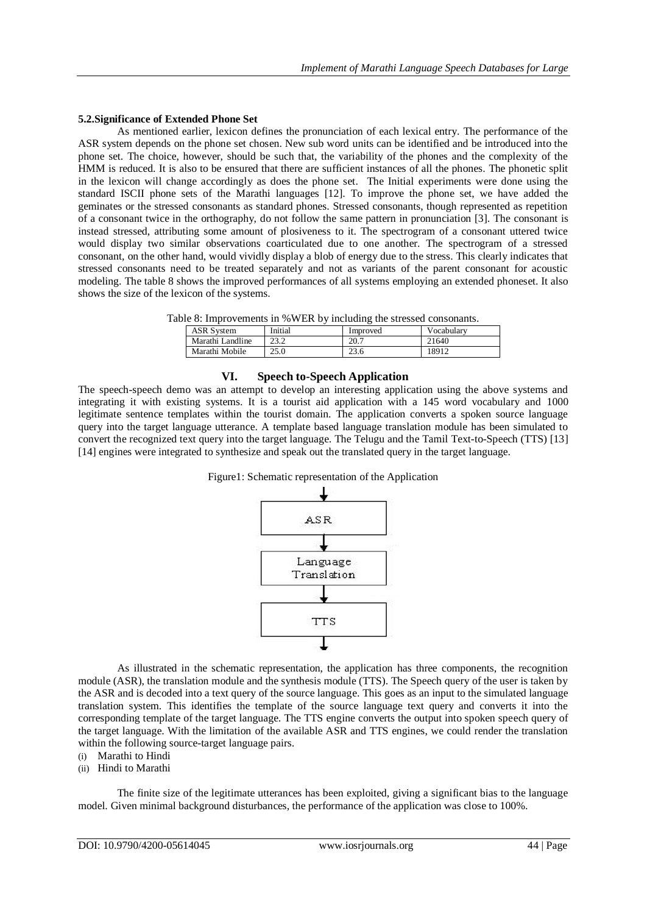### 5.2.Significance of Extended Phone Set

As mentioned earlier, lexicon defines the pronunciation of each lexical entry. The performance of the ASR system depends on the phone set chosen. New sub word units can be identified and be introduced into the phone set. The choice, however, should be such that, the variability of the phones and the complexity of the HMM is reduced. It is also to be ensured that there are sufficient instances of all the phones. The phonetic split in the lexicon will change accordingly as does the phone set. The Initial experiments were done using the standard ISCII phone sets of the Marathi languages [12]. To improve the phone set, we have added the geminates or the stressed consonants as standard phones. Stressed consonants, though represented as repetition of a consonant twice in the orthography, do not follow the same pattern in pronunciation [3]. The consonant is instead stressed, attributing some amount of plosiveness to it. The spectrogram of a consonant uttered twice would display two similar observations coarticulated due to one another. The spectrogram of a stressed consonant, on the other hand, would vividly display a blob of energy due to the stress. This clearly indicates that stressed consonants need to be treated separately and not as variants of the parent consonant for acoustic modeling. The table 8 shows the improved performances of all systems employing an extended phoneset. It also shows the size of the lexicon of the systems.

Table 8: Improvements in %WER by including the stressed consonants.

| ASR System | Initial | Improved | Vocabulary |
|---|---|---|---|
| Marathi Landline | 23.2 | 20.7 | 21640 |
| Marathi Mobile | 25.0 | 23.6 | 18912 |

## VI. Speech to-Speech Application

The speech-speech demo was an attempt to develop an interesting application using the above systems and integrating it with existing systems. It is a tourist aid application with a 145 word vocabulary and 1000 legitimate sentence templates within the tourist domain. The application converts a spoken source language query into the target language utterance. A template based language translation module has been simulated to convert the recognized text query into the target language. The Telugu and the Tamil Text-to-Speech (TTS) [13] [14] engines were integrated to synthesize and speak out the translated query in the target language.

Figure1: Schematic representation of the Application

ASR → Language Translation → TTS

As illustrated in the schematic representation, the application has three components, the recognition module (ASR), the translation module and the synthesis module (TTS). The Speech query of the user is taken by the ASR and is decoded into a text query of the source language. This goes as an input to the simulated language translation system. This identifies the template of the source language text query and converts it into the corresponding template of the target language. The TTS engine converts the output into spoken speech query of the target language. With the limitation of the available ASR and TTS engines, we could render the translation within the following source-target language pairs.

(i) Marathi to Hindi
(ii) Hindi to Marathi

The finite size of the legitimate utterances has been exploited, giving a significant bias to the language model. Given minimal background disturbances, the performance of the application was close to 100%.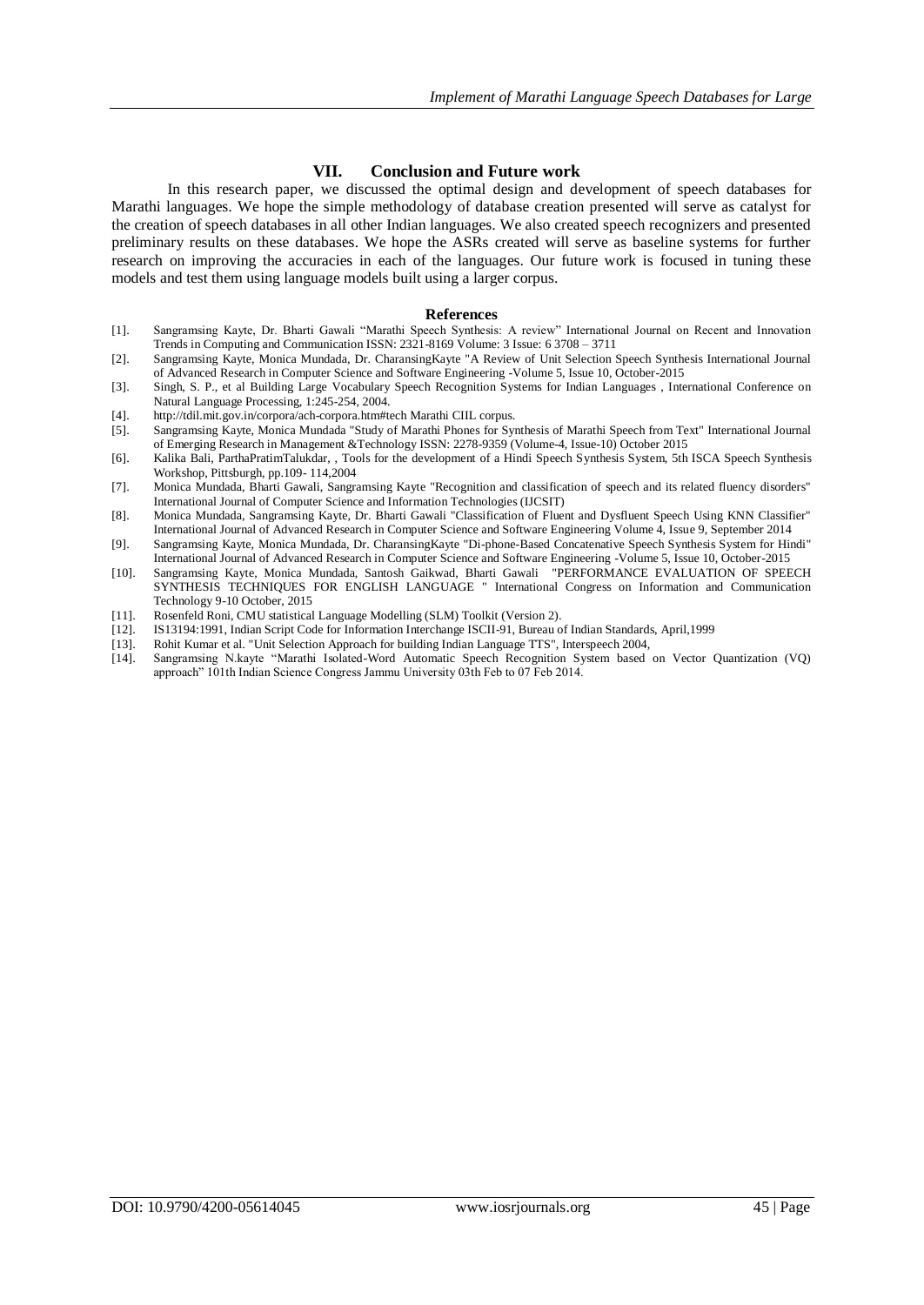## VII. Conclusion and Future work

In this research paper, we discussed the optimal design and development of speech databases for Marathi languages. We hope the simple methodology of database creation presented will serve as catalyst for the creation of speech databases in all other Indian languages. We also created speech recognizers and presented preliminary results on these databases. We hope the ASRs created will serve as baseline systems for further research on improving the accuracies in each of the languages. Our future work is focused in tuning these models and test them using language models built using a larger corpus.

## References

[1]. Sangramsing Kayte, Dr. Bharti Gawali "Marathi Speech Synthesis: A review" International Journal on Recent and Innovation Trends in Computing and Communication ISSN: 2321-8169 Volume: 3 Issue: 6 3708 – 3711

[2]. Sangramsing Kayte, Monica Mundada, Dr. CharansingKayte "A Review of Unit Selection Speech Synthesis International Journal of Advanced Research in Computer Science and Software Engineering -Volume 5, Issue 10, October-2015

[3]. Singh, S. P., et al Building Large Vocabulary Speech Recognition Systems for Indian Languages , International Conference on Natural Language Processing, 1:245-254, 2004.

[4]. http://tdil.mit.gov.in/corpora/ach-corpora.htm#tech Marathi CIIL corpus.

[5]. Sangramsing Kayte, Monica Mundada "Study of Marathi Phones for Synthesis of Marathi Speech from Text" International Journal of Emerging Research in Management &Technology ISSN: 2278-9359 (Volume-4, Issue-10) October 2015

[6]. Kalika Bali, ParthaPratimTalukdar, , Tools for the development of a Hindi Speech Synthesis System, 5th ISCA Speech Synthesis Workshop, Pittsburgh, pp.109- 114,2004

[7]. Monica Mundada, Bharti Gawali, Sangramsing Kayte "Recognition and classification of speech and its related fluency disorders" International Journal of Computer Science and Information Technologies (IJCSIT)

[8]. Monica Mundada, Sangramsing Kayte, Dr. Bharti Gawali "Classification of Fluent and Dysfluent Speech Using KNN Classifier" International Journal of Advanced Research in Computer Science and Software Engineering Volume 4, Issue 9, September 2014

[9]. Sangramsing Kayte, Monica Mundada, Dr. CharansingKayte "Di-phone-Based Concatenative Speech Synthesis System for Hindi" International Journal of Advanced Research in Computer Science and Software Engineering -Volume 5, Issue 10, October-2015

[10]. Sangramsing Kayte, Monica Mundada, Santosh Gaikwad, Bharti Gawali "PERFORMANCE EVALUATION OF SPEECH SYNTHESIS TECHNIQUES FOR ENGLISH LANGUAGE " International Congress on Information and Communication Technology 9-10 October, 2015

[11]. Rosenfeld Roni, CMU statistical Language Modelling (SLM) Toolkit (Version 2).

[12]. IS13194:1991, Indian Script Code for Information Interchange ISCII-91, Bureau of Indian Standards, April,1999

[13]. Rohit Kumar et al. "Unit Selection Approach for building Indian Language TTS", Interspeech 2004,

[14]. Sangramsing N.kayte "Marathi Isolated-Word Automatic Speech Recognition System based on Vector Quantization (VQ) approach" 101th Indian Science Congress Jammu University 03th Feb to 07 Feb 2014.